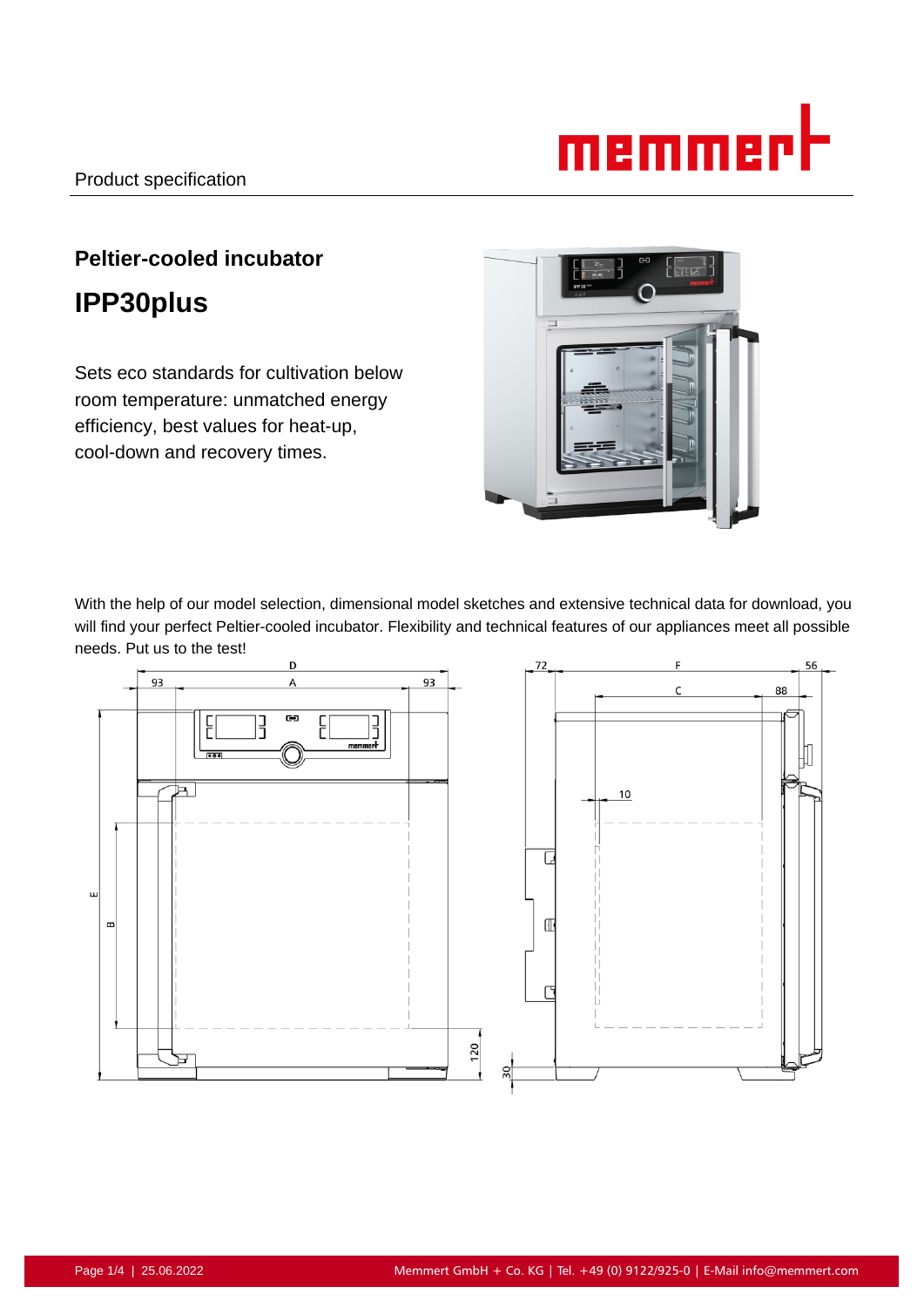Product specification

## Peltier-cooled incubator

# IPP30plus

Sets eco standards for cultivation below room temperature: unmatched energy efficiency, best values for heat-up, cool-down and recovery times.

With the help of our model selection, dimensional model sketches and extensive technical data for download, you will find your perfect Peltier-cooled incubator. Flexibility and technical features of our appliances meet all possible needs. Put us to the test!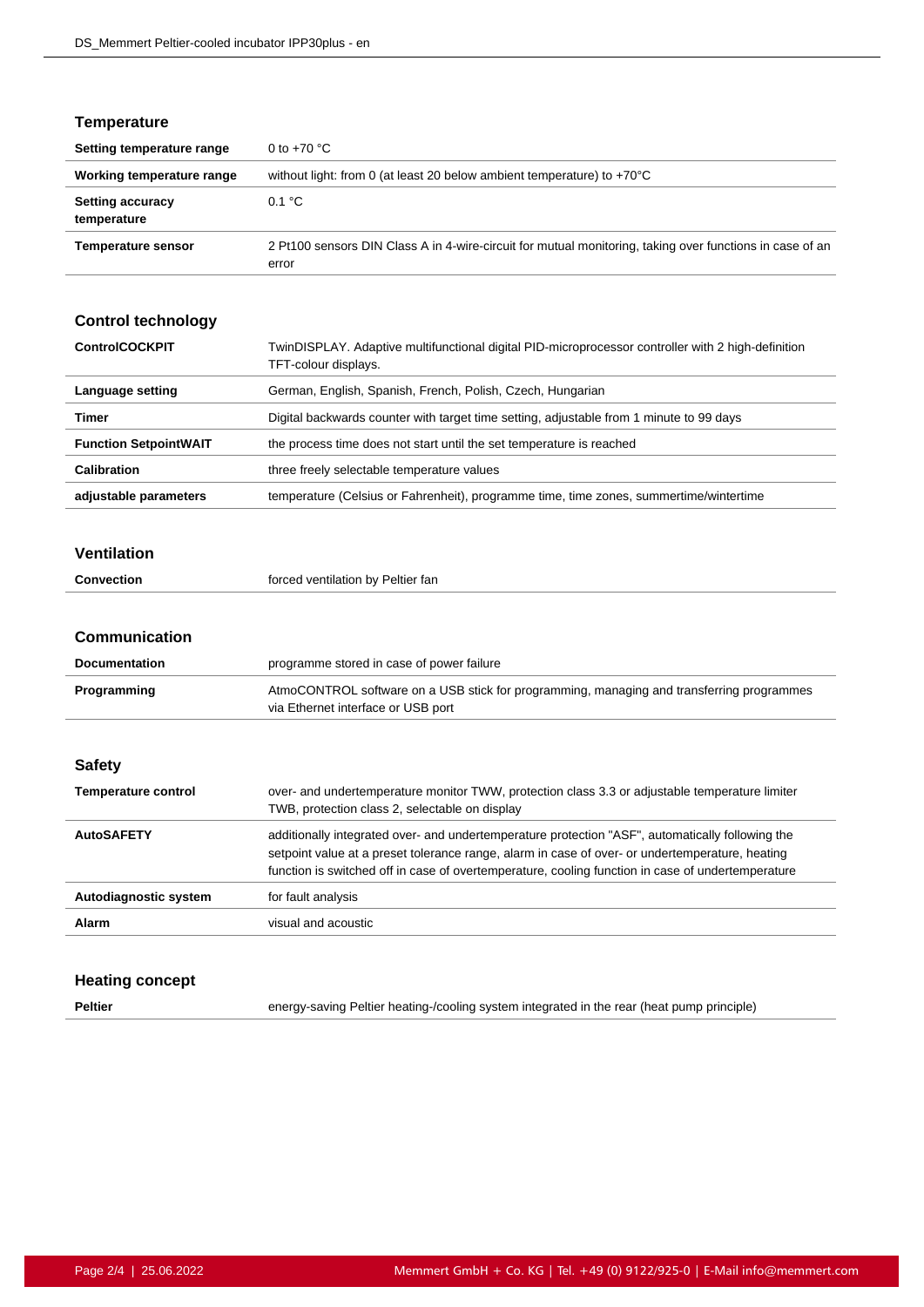## Temperature

| | |
|---|---|
| **Setting temperature range** | 0 to +70 °C |
| **Working temperature range** | without light: from 0 (at least 20 below ambient temperature) to +70°C |
| **Setting accuracy temperature** | 0.1 °C |
| **Temperature sensor** | 2 Pt100 sensors DIN Class A in 4-wire-circuit for mutual monitoring, taking over functions in case of an error |

## Control technology

| | |
|---|---|
| **ControlCOCKPIT** | TwinDISPLAY. Adaptive multifunctional digital PID-microprocessor controller with 2 high-definition TFT-colour displays. |
| **Language setting** | German, English, Spanish, French, Polish, Czech, Hungarian |
| **Timer** | Digital backwards counter with target time setting, adjustable from 1 minute to 99 days |
| **Function SetpointWAIT** | the process time does not start until the set temperature is reached |
| **Calibration** | three freely selectable temperature values |
| **adjustable parameters** | temperature (Celsius or Fahrenheit), programme time, time zones, summertime/wintertime |

## Ventilation

| | |
|---|---|
| **Convection** | forced ventilation by Peltier fan |

## Communication

| | |
|---|---|
| **Documentation** | programme stored in case of power failure |
| **Programming** | AtmoCONTROL software on a USB stick for programming, managing and transferring programmes via Ethernet interface or USB port |

## Safety

| | |
|---|---|
| **Temperature control** | over- and undertemperature monitor TWW, protection class 3.3 or adjustable temperature limiter TWB, protection class 2, selectable on display |
| **AutoSAFETY** | additionally integrated over- and undertemperature protection "ASF", automatically following the setpoint value at a preset tolerance range, alarm in case of over- or undertemperature, heating function is switched off in case of overtemperature, cooling function in case of undertemperature |
| **Autodiagnostic system** | for fault analysis |
| **Alarm** | visual and acoustic |

## Heating concept

| | |
|---|---|
| **Peltier** | energy-saving Peltier heating-/cooling system integrated in the rear (heat pump principle) |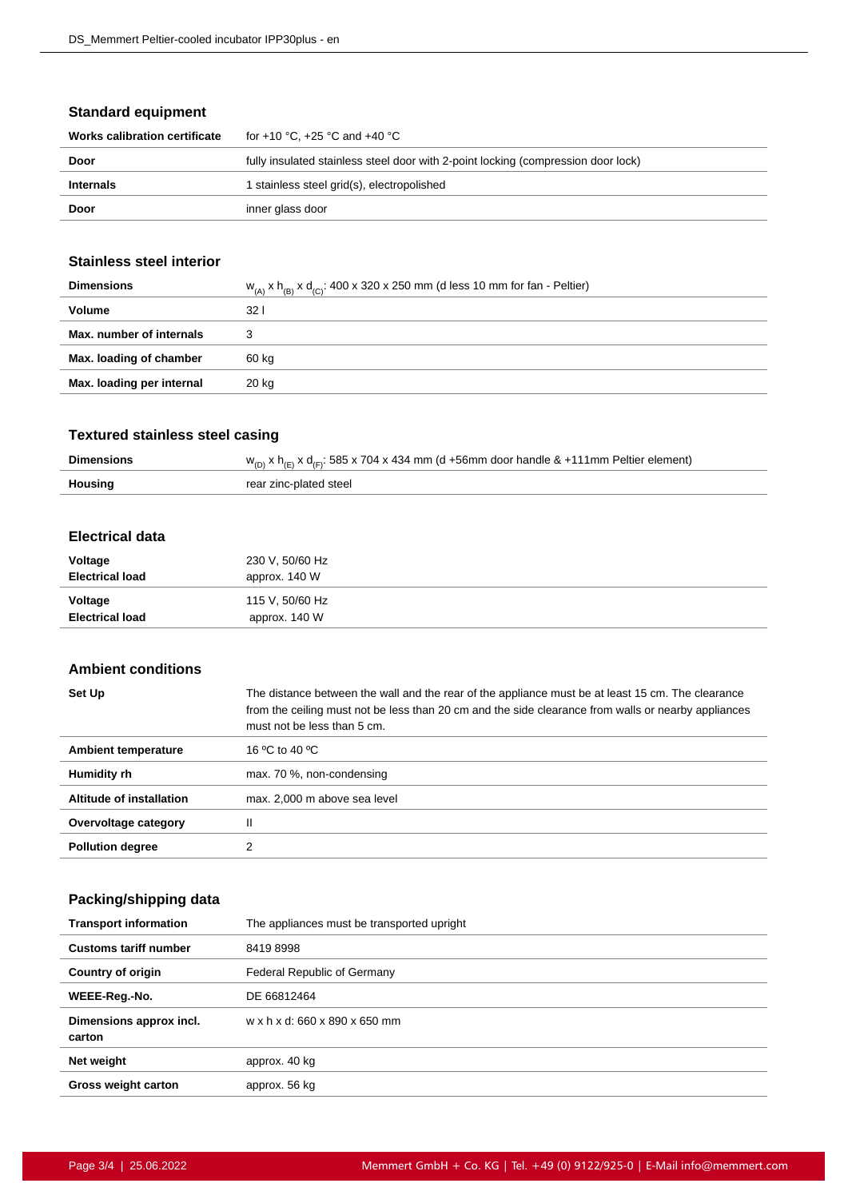## Standard equipment

| | |
|---|---|
| **Works calibration certificate** | for +10 °C, +25 °C and +40 °C |
| **Door** | fully insulated stainless steel door with 2-point locking (compression door lock) |
| **Internals** | 1 stainless steel grid(s), electropolished |
| **Door** | inner glass door |

## Stainless steel interior

| | |
|---|---|
| **Dimensions** | $w_{(A)}$ x $h_{(B)}$ x $d_{(C)}$: 400 x 320 x 250 mm (d less 10 mm for fan - Peltier) |
| **Volume** | 32 l |
| **Max. number of internals** | 3 |
| **Max. loading of chamber** | 60 kg |
| **Max. loading per internal** | 20 kg |

## Textured stainless steel casing

| | |
|---|---|
| **Dimensions** | $w_{(D)}$ x $h_{(E)}$ x $d_{(F)}$: 585 x 704 x 434 mm (d +56mm door handle & +111mm Peltier element) |
| **Housing** | rear zinc-plated steel |

## Electrical data

| | |
|---|---|
| **Voltage**<br>**Electrical load** | 230 V, 50/60 Hz<br>approx. 140 W |
| **Voltage**<br>**Electrical load** | 115 V, 50/60 Hz<br>approx. 140 W |

## Ambient conditions

| | |
|---|---|
| **Set Up** | The distance between the wall and the rear of the appliance must be at least 15 cm. The clearance from the ceiling must not be less than 20 cm and the side clearance from walls or nearby appliances must not be less than 5 cm. |
| **Ambient temperature** | 16 ºC to 40 ºC |
| **Humidity rh** | max. 70 %, non-condensing |
| **Altitude of installation** | max. 2,000 m above sea level |
| **Overvoltage category** | II |
| **Pollution degree** | 2 |

## Packing/shipping data

| | |
|---|---|
| **Transport information** | The appliances must be transported upright |
| **Customs tariff number** | 8419 8998 |
| **Country of origin** | Federal Republic of Germany |
| **WEEE-Reg.-No.** | DE 66812464 |
| **Dimensions approx incl. carton** | w x h x d: 660 x 890 x 650 mm |
| **Net weight** | approx. 40 kg |
| **Gross weight carton** | approx. 56 kg |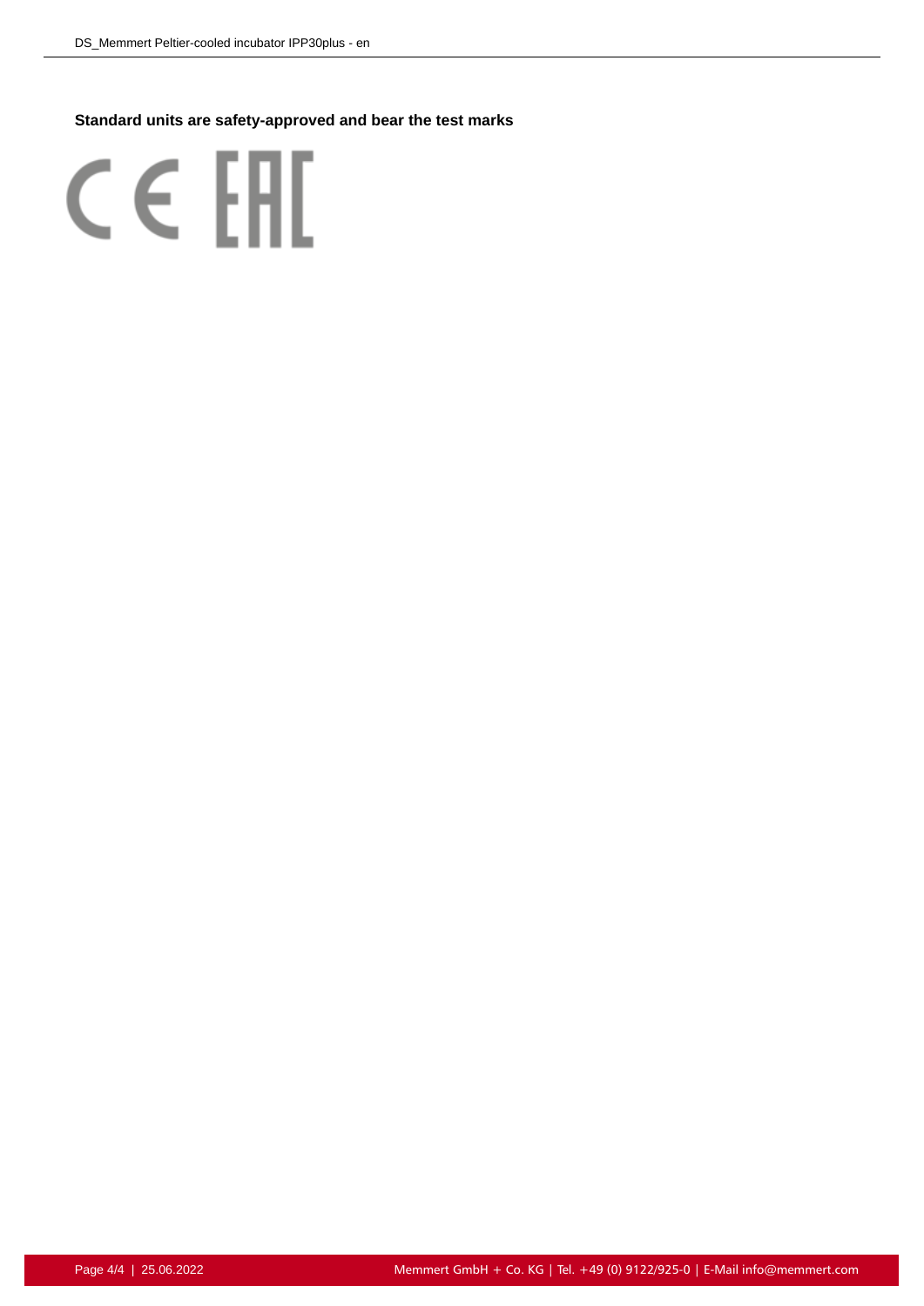**Standard units are safety-approved and bear the test marks**

CE EAC